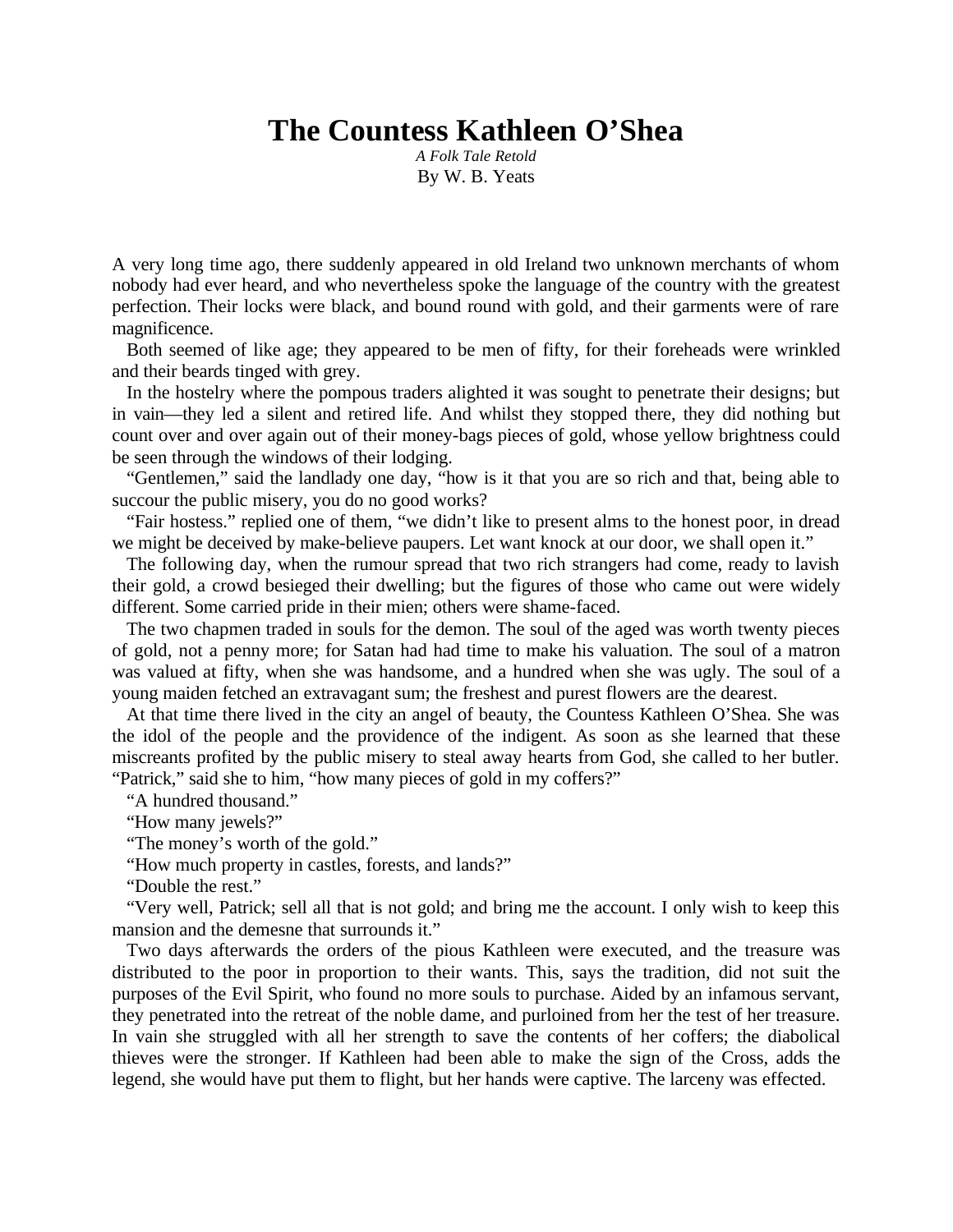# The Countess Kathleen O'Shea

*A Folk Tale Retold*

By W. B. Yeats

A very long time ago, there suddenly appeared in old Ireland two unknown merchants of whom nobody had ever heard, and who nevertheless spoke the language of the country with the greatest perfection. Their locks were black, and bound round with gold, and their garments were of rare magnificence.

Both seemed of like age; they appeared to be men of fifty, for their foreheads were wrinkled and their beards tinged with grey.

In the hostelry where the pompous traders alighted it was sought to penetrate their designs; but in vain—they led a silent and retired life. And whilst they stopped there, they did nothing but count over and over again out of their money-bags pieces of gold, whose yellow brightness could be seen through the windows of their lodging.

"Gentlemen," said the landlady one day, "how is it that you are so rich and that, being able to succour the public misery, you do no good works?

"Fair hostess." replied one of them, "we didn't like to present alms to the honest poor, in dread we might be deceived by make-believe paupers. Let want knock at our door, we shall open it."

The following day, when the rumour spread that two rich strangers had come, ready to lavish their gold, a crowd besieged their dwelling; but the figures of those who came out were widely different. Some carried pride in their mien; others were shame-faced.

The two chapmen traded in souls for the demon. The soul of the aged was worth twenty pieces of gold, not a penny more; for Satan had had time to make his valuation. The soul of a matron was valued at fifty, when she was handsome, and a hundred when she was ugly. The soul of a young maiden fetched an extravagant sum; the freshest and purest flowers are the dearest.

At that time there lived in the city an angel of beauty, the Countess Kathleen O'Shea. She was the idol of the people and the providence of the indigent. As soon as she learned that these miscreants profited by the public misery to steal away hearts from God, she called to her butler. "Patrick," said she to him, "how many pieces of gold in my coffers?"

"A hundred thousand."

"How many jewels?"

"The money's worth of the gold."

"How much property in castles, forests, and lands?"

"Double the rest."

"Very well, Patrick; sell all that is not gold; and bring me the account. I only wish to keep this mansion and the demesne that surrounds it."

Two days afterwards the orders of the pious Kathleen were executed, and the treasure was distributed to the poor in proportion to their wants. This, says the tradition, did not suit the purposes of the Evil Spirit, who found no more souls to purchase. Aided by an infamous servant, they penetrated into the retreat of the noble dame, and purloined from her the test of her treasure. In vain she struggled with all her strength to save the contents of her coffers; the diabolical thieves were the stronger. If Kathleen had been able to make the sign of the Cross, adds the legend, she would have put them to flight, but her hands were captive. The larceny was effected.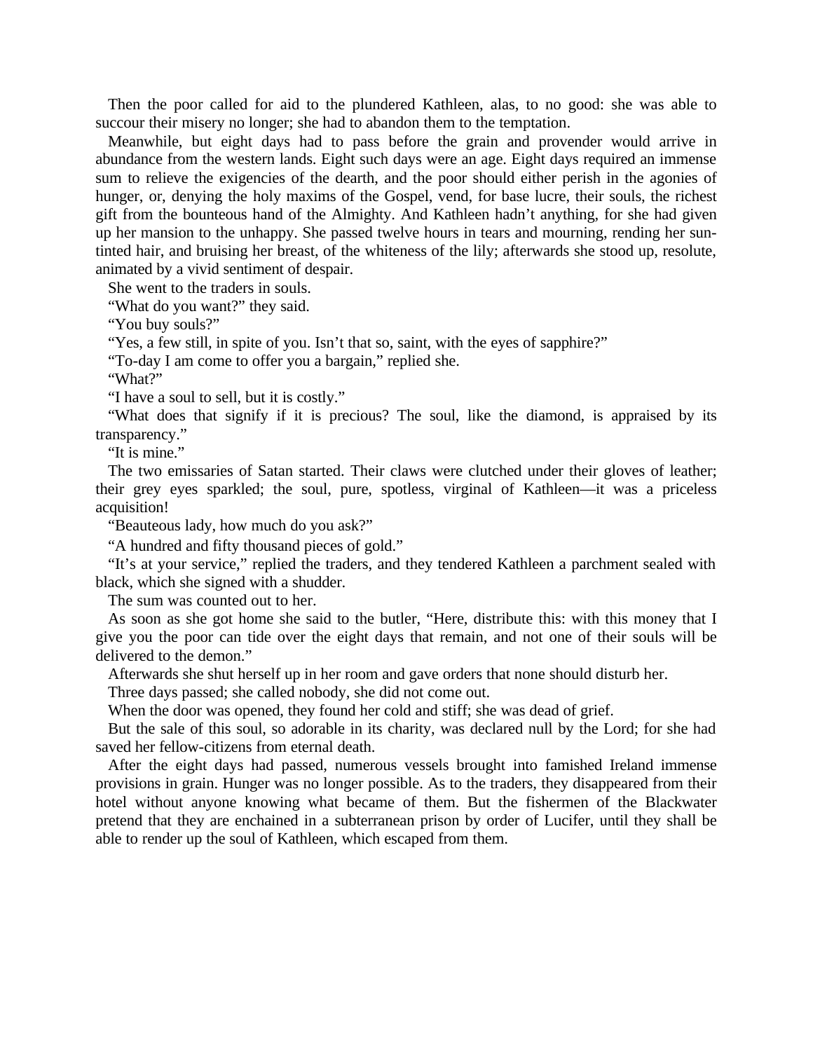Then the poor called for aid to the plundered Kathleen, alas, to no good: she was able to succour their misery no longer; she had to abandon them to the temptation.

Meanwhile, but eight days had to pass before the grain and provender would arrive in abundance from the western lands. Eight such days were an age. Eight days required an immense sum to relieve the exigencies of the dearth, and the poor should either perish in the agonies of hunger, or, denying the holy maxims of the Gospel, vend, for base lucre, their souls, the richest gift from the bounteous hand of the Almighty. And Kathleen hadn't anything, for she had given up her mansion to the unhappy. She passed twelve hours in tears and mourning, rending her sun-tinted hair, and bruising her breast, of the whiteness of the lily; afterwards she stood up, resolute, animated by a vivid sentiment of despair.

She went to the traders in souls.

"What do you want?" they said.

"You buy souls?"

"Yes, a few still, in spite of you. Isn't that so, saint, with the eyes of sapphire?"

"To-day I am come to offer you a bargain," replied she.

"What?"

"I have a soul to sell, but it is costly."

"What does that signify if it is precious? The soul, like the diamond, is appraised by its transparency."

"It is mine."

The two emissaries of Satan started. Their claws were clutched under their gloves of leather; their grey eyes sparkled; the soul, pure, spotless, virginal of Kathleen—it was a priceless acquisition!

"Beauteous lady, how much do you ask?"

"A hundred and fifty thousand pieces of gold."

"It's at your service," replied the traders, and they tendered Kathleen a parchment sealed with black, which she signed with a shudder.

The sum was counted out to her.

As soon as she got home she said to the butler, "Here, distribute this: with this money that I give you the poor can tide over the eight days that remain, and not one of their souls will be delivered to the demon."

Afterwards she shut herself up in her room and gave orders that none should disturb her.

Three days passed; she called nobody, she did not come out.

When the door was opened, they found her cold and stiff; she was dead of grief.

But the sale of this soul, so adorable in its charity, was declared null by the Lord; for she had saved her fellow-citizens from eternal death.

After the eight days had passed, numerous vessels brought into famished Ireland immense provisions in grain. Hunger was no longer possible. As to the traders, they disappeared from their hotel without anyone knowing what became of them. But the fishermen of the Blackwater pretend that they are enchained in a subterranean prison by order of Lucifer, until they shall be able to render up the soul of Kathleen, which escaped from them.